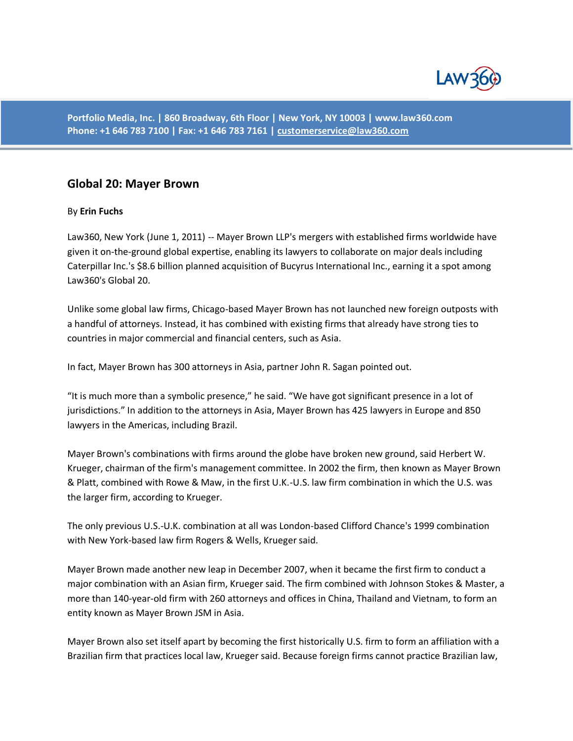Portfolio Media, Inc. | 860 Broadway, 6th Floor | New York, NY 10003 | www.law360.com
Phone: +1 646 783 7100 | Fax: +1 646 783 7161 | customerservice@law360.com

## Global 20: Mayer Brown

By **Erin Fuchs**

Law360, New York (June 1, 2011) -- Mayer Brown LLP's mergers with established firms worldwide have given it on-the-ground global expertise, enabling its lawyers to collaborate on major deals including Caterpillar Inc.'s $8.6 billion planned acquisition of Bucyrus International Inc., earning it a spot among Law360's Global 20.

Unlike some global law firms, Chicago-based Mayer Brown has not launched new foreign outposts with a handful of attorneys. Instead, it has combined with existing firms that already have strong ties to countries in major commercial and financial centers, such as Asia.

In fact, Mayer Brown has 300 attorneys in Asia, partner John R. Sagan pointed out.

"It is much more than a symbolic presence," he said. "We have got significant presence in a lot of jurisdictions." In addition to the attorneys in Asia, Mayer Brown has 425 lawyers in Europe and 850 lawyers in the Americas, including Brazil.

Mayer Brown's combinations with firms around the globe have broken new ground, said Herbert W. Krueger, chairman of the firm's management committee. In 2002 the firm, then known as Mayer Brown & Platt, combined with Rowe & Maw, in the first U.K.-U.S. law firm combination in which the U.S. was the larger firm, according to Krueger.

The only previous U.S.-U.K. combination at all was London-based Clifford Chance's 1999 combination with New York-based law firm Rogers & Wells, Krueger said.

Mayer Brown made another new leap in December 2007, when it became the first firm to conduct a major combination with an Asian firm, Krueger said. The firm combined with Johnson Stokes & Master, a more than 140-year-old firm with 260 attorneys and offices in China, Thailand and Vietnam, to form an entity known as Mayer Brown JSM in Asia.

Mayer Brown also set itself apart by becoming the first historically U.S. firm to form an affiliation with a Brazilian firm that practices local law, Krueger said. Because foreign firms cannot practice Brazilian law,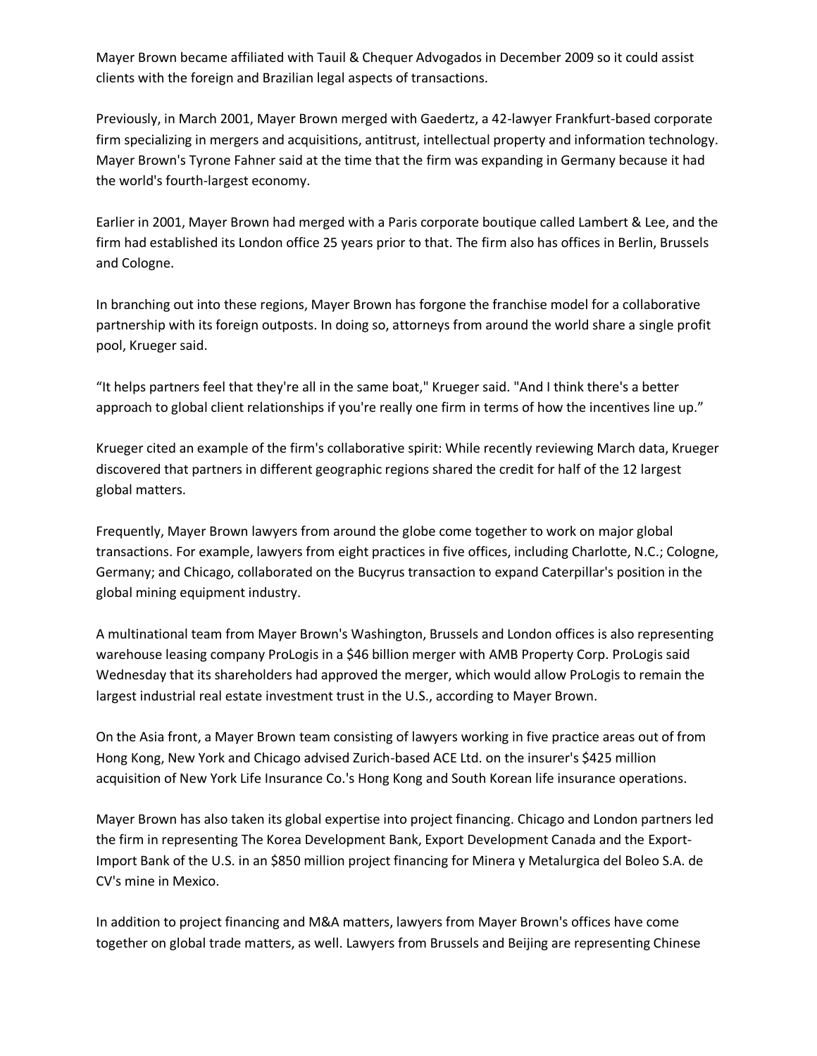Mayer Brown became affiliated with Tauil & Chequer Advogados in December 2009 so it could assist clients with the foreign and Brazilian legal aspects of transactions.

Previously, in March 2001, Mayer Brown merged with Gaedertz, a 42-lawyer Frankfurt-based corporate firm specializing in mergers and acquisitions, antitrust, intellectual property and information technology. Mayer Brown's Tyrone Fahner said at the time that the firm was expanding in Germany because it had the world's fourth-largest economy.

Earlier in 2001, Mayer Brown had merged with a Paris corporate boutique called Lambert & Lee, and the firm had established its London office 25 years prior to that. The firm also has offices in Berlin, Brussels and Cologne.

In branching out into these regions, Mayer Brown has forgone the franchise model for a collaborative partnership with its foreign outposts. In doing so, attorneys from around the world share a single profit pool, Krueger said.

“It helps partners feel that they're all in the same boat," Krueger said. "And I think there's a better approach to global client relationships if you're really one firm in terms of how the incentives line up.”

Krueger cited an example of the firm's collaborative spirit: While recently reviewing March data, Krueger discovered that partners in different geographic regions shared the credit for half of the 12 largest global matters.

Frequently, Mayer Brown lawyers from around the globe come together to work on major global transactions. For example, lawyers from eight practices in five offices, including Charlotte, N.C.; Cologne, Germany; and Chicago, collaborated on the Bucyrus transaction to expand Caterpillar's position in the global mining equipment industry.

A multinational team from Mayer Brown's Washington, Brussels and London offices is also representing warehouse leasing company ProLogis in a $46 billion merger with AMB Property Corp. ProLogis said Wednesday that its shareholders had approved the merger, which would allow ProLogis to remain the largest industrial real estate investment trust in the U.S., according to Mayer Brown.

On the Asia front, a Mayer Brown team consisting of lawyers working in five practice areas out of from Hong Kong, New York and Chicago advised Zurich-based ACE Ltd. on the insurer's $425 million acquisition of New York Life Insurance Co.'s Hong Kong and South Korean life insurance operations.

Mayer Brown has also taken its global expertise into project financing. Chicago and London partners led the firm in representing The Korea Development Bank, Export Development Canada and the Export-Import Bank of the U.S. in an $850 million project financing for Minera y Metalurgica del Boleo S.A. de CV's mine in Mexico.

In addition to project financing and M&A matters, lawyers from Mayer Brown's offices have come together on global trade matters, as well. Lawyers from Brussels and Beijing are representing Chinese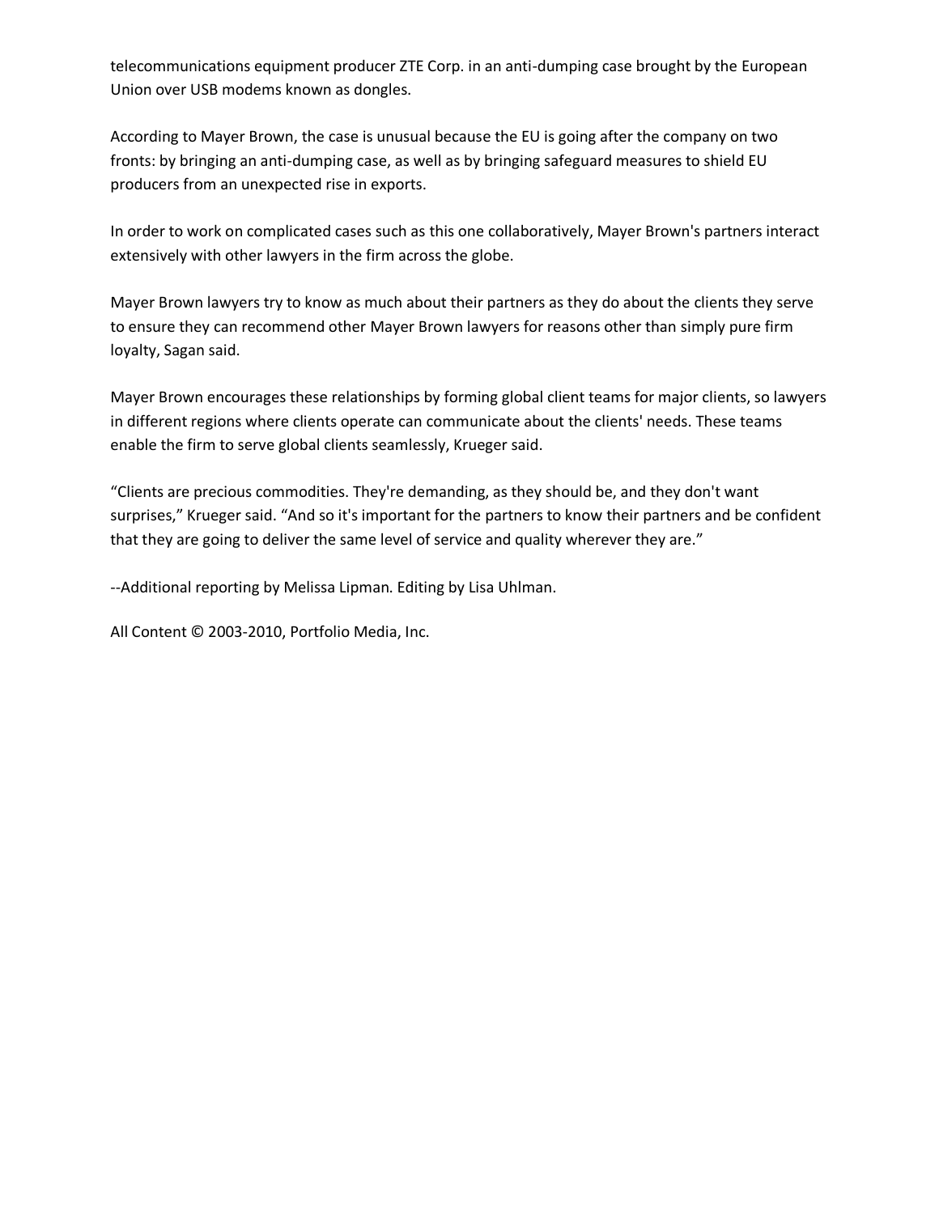telecommunications equipment producer ZTE Corp. in an anti-dumping case brought by the European Union over USB modems known as dongles.

According to Mayer Brown, the case is unusual because the EU is going after the company on two fronts: by bringing an anti-dumping case, as well as by bringing safeguard measures to shield EU producers from an unexpected rise in exports.

In order to work on complicated cases such as this one collaboratively, Mayer Brown's partners interact extensively with other lawyers in the firm across the globe.

Mayer Brown lawyers try to know as much about their partners as they do about the clients they serve to ensure they can recommend other Mayer Brown lawyers for reasons other than simply pure firm loyalty, Sagan said.

Mayer Brown encourages these relationships by forming global client teams for major clients, so lawyers in different regions where clients operate can communicate about the clients' needs. These teams enable the firm to serve global clients seamlessly, Krueger said.

“Clients are precious commodities. They're demanding, as they should be, and they don't want surprises,” Krueger said. “And so it's important for the partners to know their partners and be confident that they are going to deliver the same level of service and quality wherever they are.”

--Additional reporting by Melissa Lipman. Editing by Lisa Uhlman.

All Content © 2003-2010, Portfolio Media, Inc.